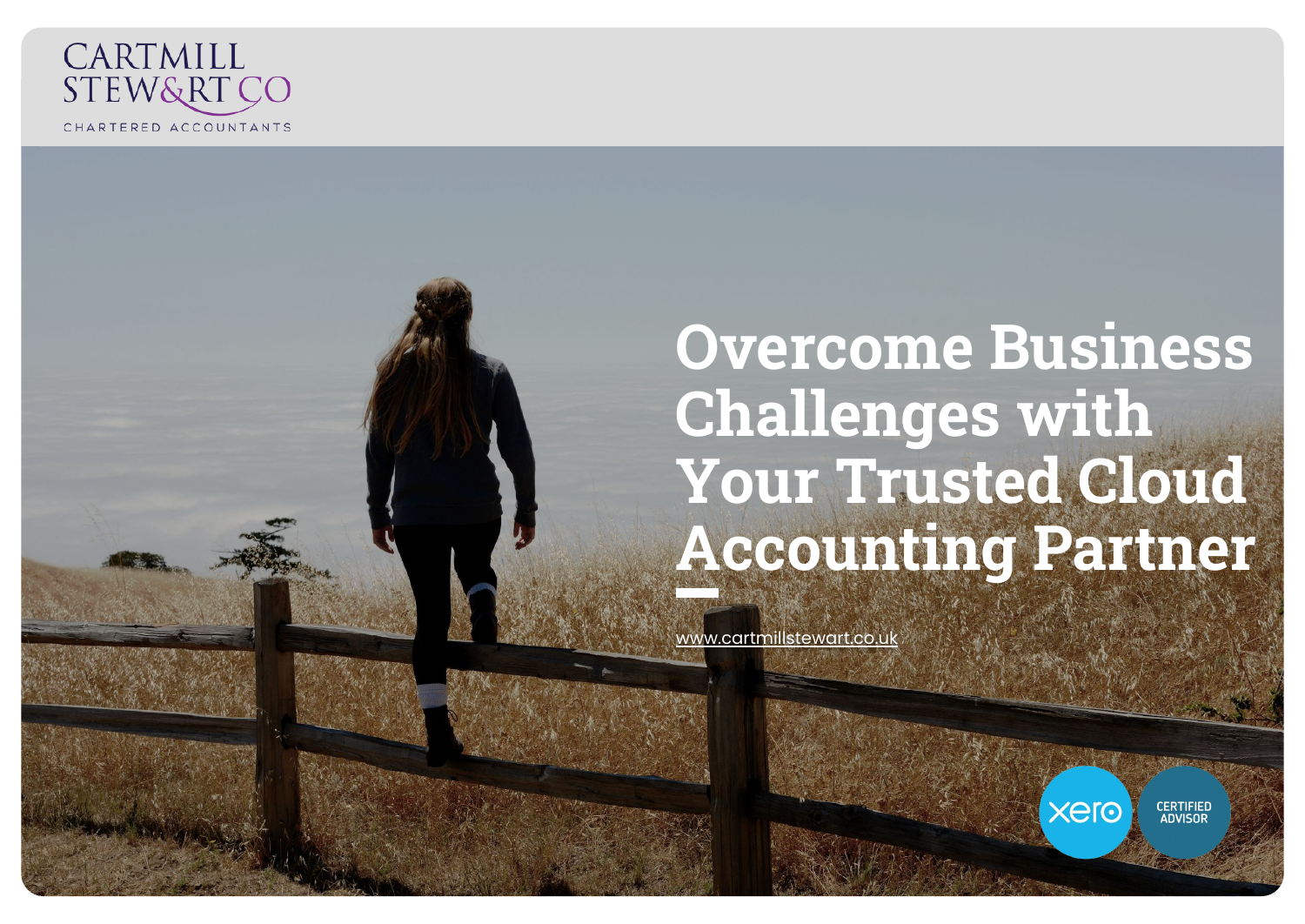CARTMILL STEW&RT CO

CHARTERED ACCOUNTANTS

# Overcome Business Challenges with Your Trusted Cloud Accounting Partner

www.cartmillstewart.co.uk

xero CERTIFIED ADVISOR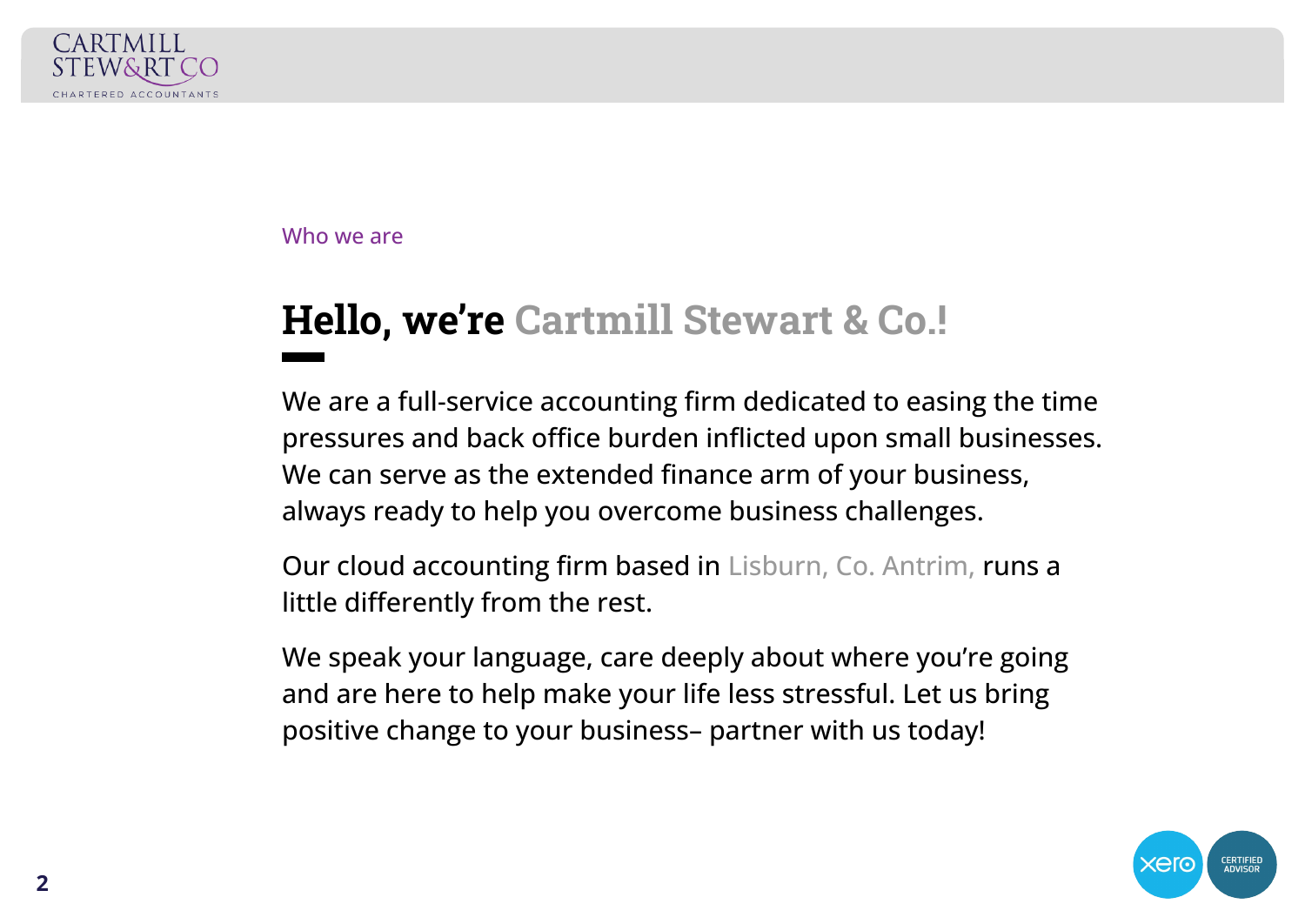Who we are

# Hello, we're Cartmill Stewart & Co.!

We are a full-service accounting firm dedicated to easing the time pressures and back office burden inflicted upon small businesses. We can serve as the extended finance arm of your business, always ready to help you overcome business challenges.

Our cloud accounting firm based in Lisburn, Co. Antrim, runs a little differently from the rest.

We speak your language, care deeply about where you're going and are here to help make your life less stressful. Let us bring positive change to your business– partner with us today!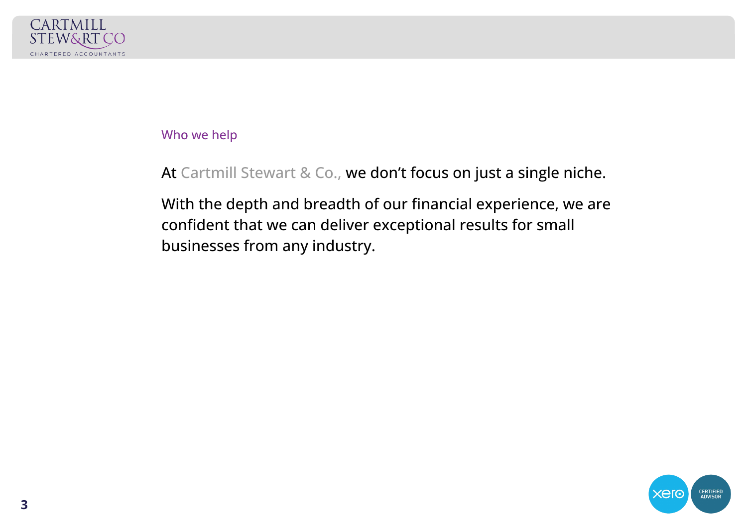## Who we help

At Cartmill Stewart & Co., we don't focus on just a single niche.

With the depth and breadth of our financial experience, we are confident that we can deliver exceptional results for small businesses from any industry.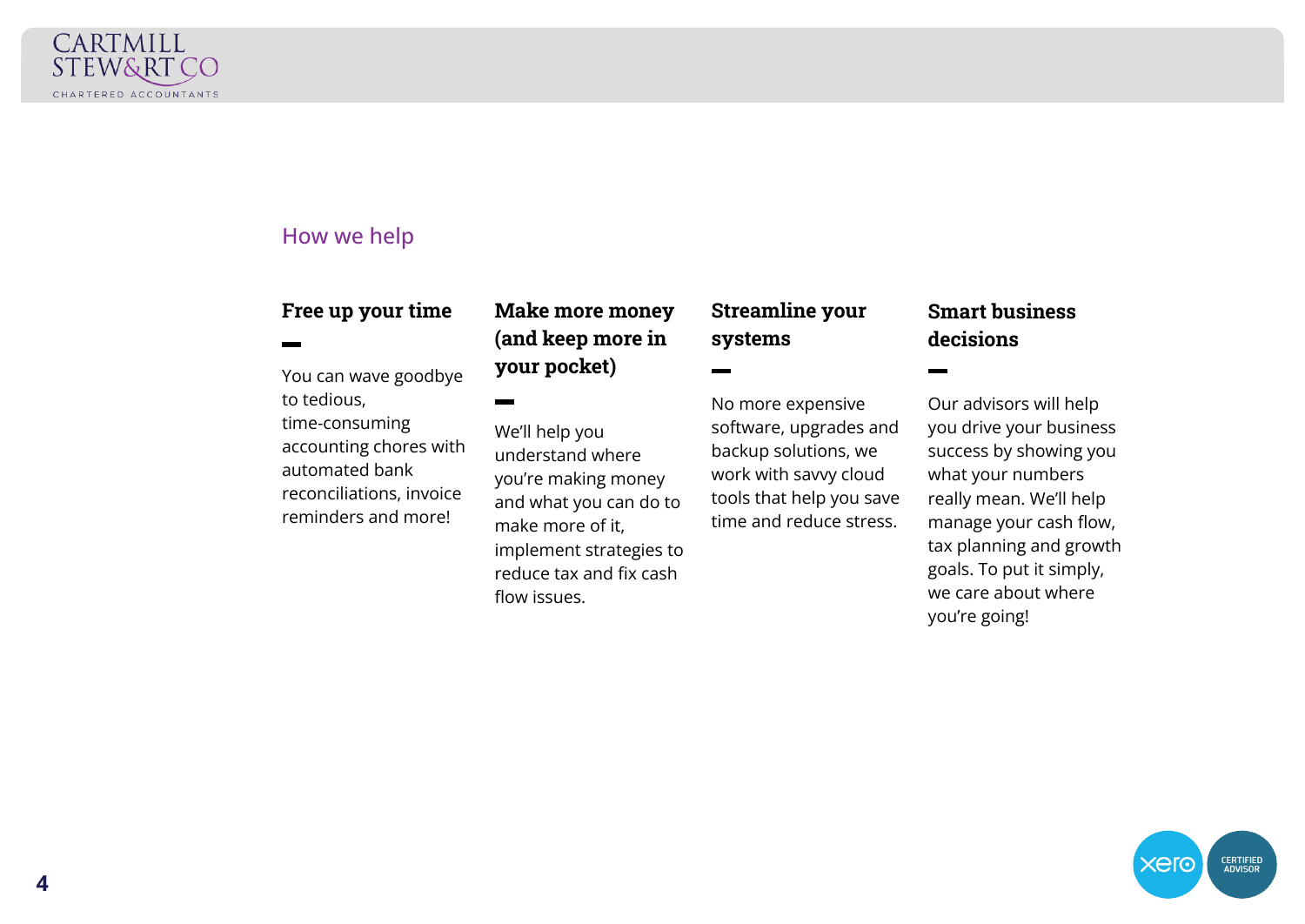## How we help

### Free up your time

You can wave goodbye to tedious, time-consuming accounting chores with automated bank reconciliations, invoice reminders and more!

### Make more money (and keep more in your pocket)

We'll help you understand where you're making money and what you can do to make more of it, implement strategies to reduce tax and fix cash flow issues.

### Streamline your systems

No more expensive software, upgrades and backup solutions, we work with savvy cloud tools that help you save time and reduce stress.

### Smart business decisions

Our advisors will help you drive your business success by showing you what your numbers really mean. We'll help manage your cash flow, tax planning and growth goals. To put it simply, we care about where you're going!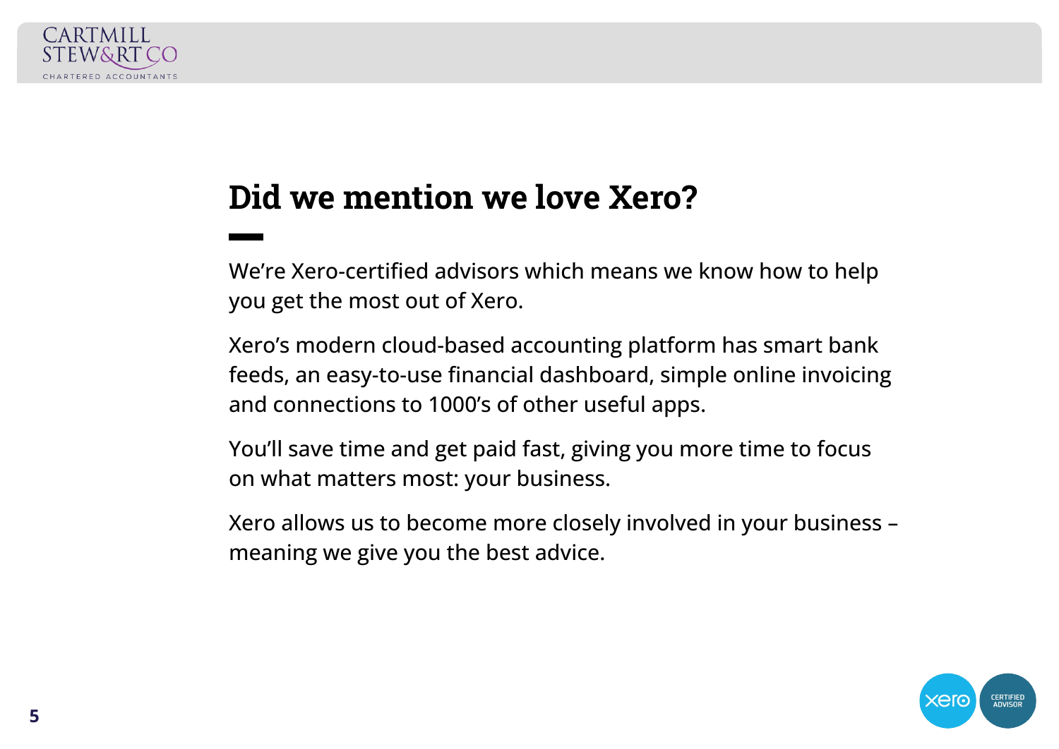# Did we mention we love Xero?

We’re Xero-certified advisors which means we know how to help you get the most out of Xero.

Xero’s modern cloud-based accounting platform has smart bank feeds, an easy-to-use financial dashboard, simple online invoicing and connections to 1000’s of other useful apps.

You’ll save time and get paid fast, giving you more time to focus on what matters most: your business.

Xero allows us to become more closely involved in your business – meaning we give you the best advice.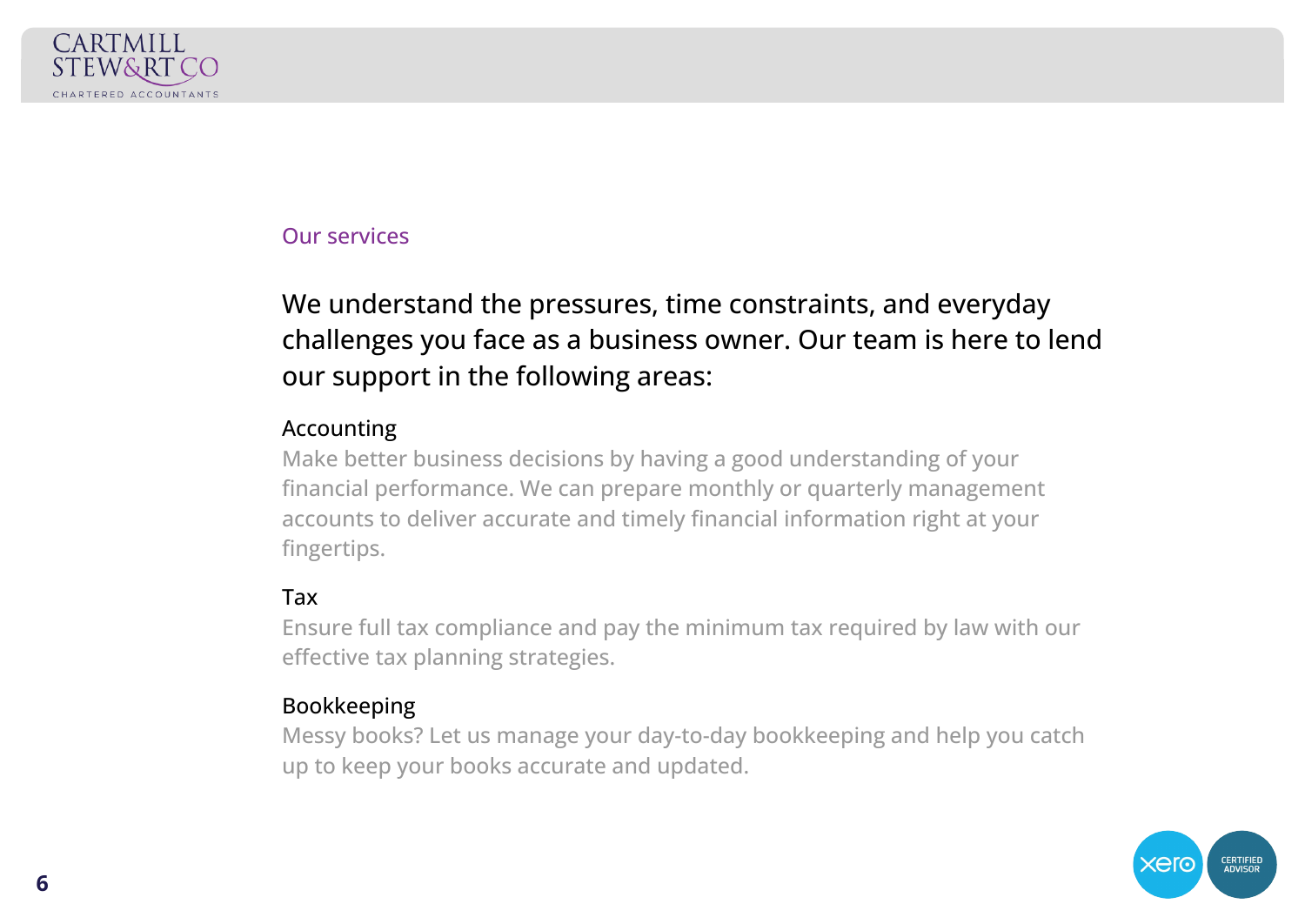## Our services

We understand the pressures, time constraints, and everyday challenges you face as a business owner. Our team is here to lend our support in the following areas:

### Accounting

Make better business decisions by having a good understanding of your financial performance. We can prepare monthly or quarterly management accounts to deliver accurate and timely financial information right at your fingertips.

### Tax

Ensure full tax compliance and pay the minimum tax required by law with our effective tax planning strategies.

### Bookkeeping

Messy books? Let us manage your day-to-day bookkeeping and help you catch up to keep your books accurate and updated.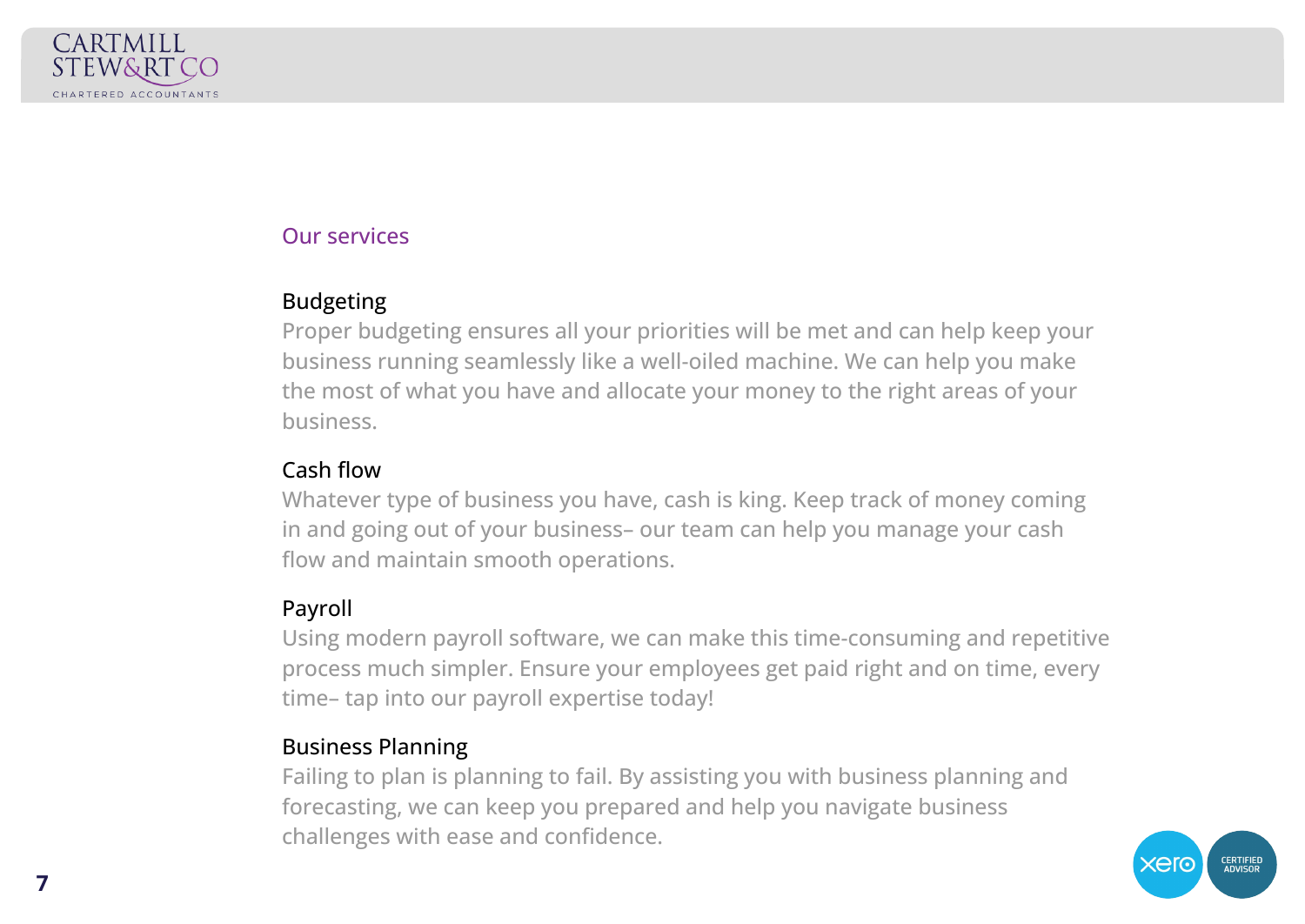## Our services

### Budgeting

Proper budgeting ensures all your priorities will be met and can help keep your business running seamlessly like a well-oiled machine. We can help you make the most of what you have and allocate your money to the right areas of your business.

### Cash flow

Whatever type of business you have, cash is king. Keep track of money coming in and going out of your business– our team can help you manage your cash flow and maintain smooth operations.

### Payroll

Using modern payroll software, we can make this time-consuming and repetitive process much simpler. Ensure your employees get paid right and on time, every time– tap into our payroll expertise today!

### Business Planning

Failing to plan is planning to fail. By assisting you with business planning and forecasting, we can keep you prepared and help you navigate business challenges with ease and confidence.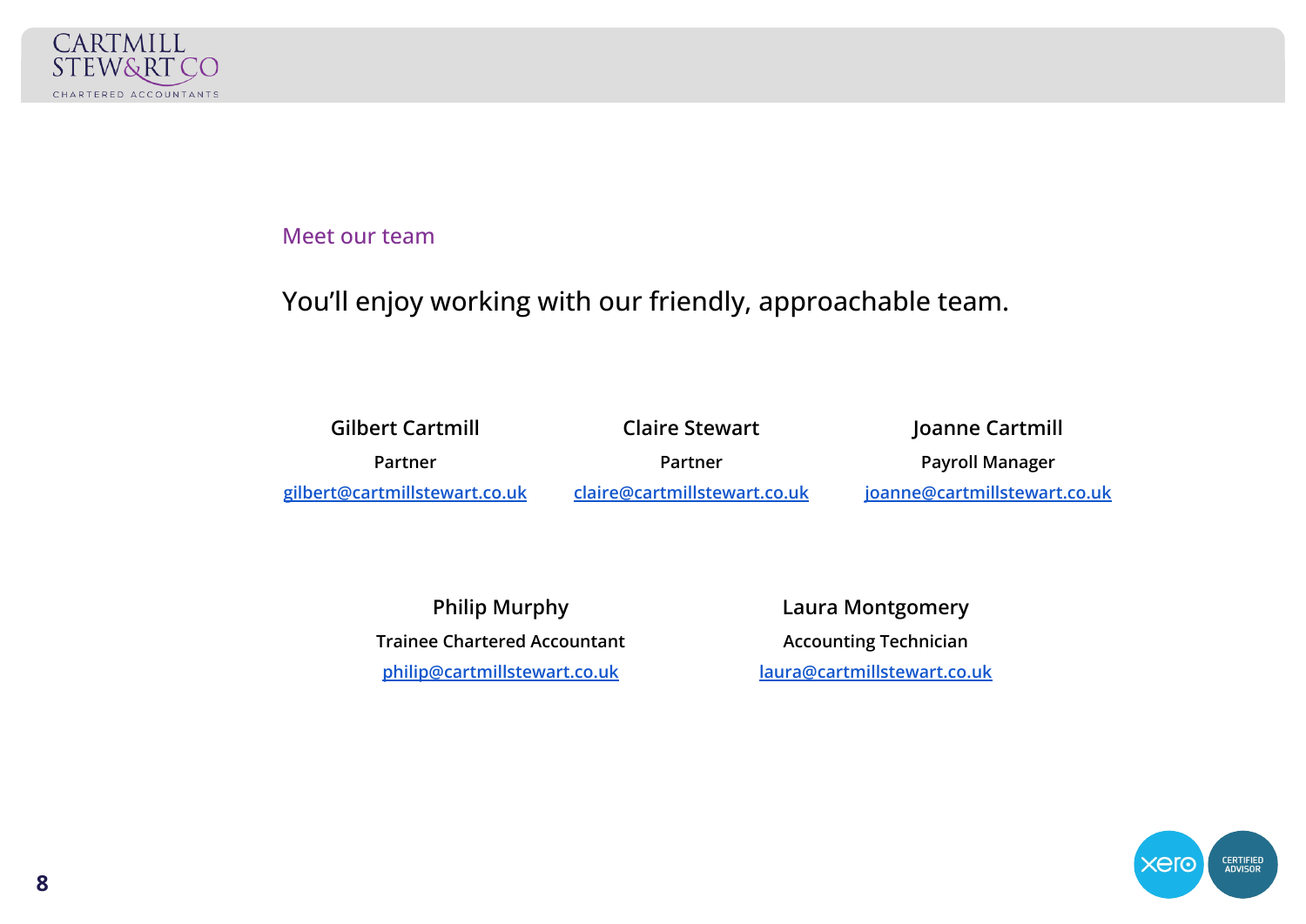## Meet our team

You'll enjoy working with our friendly, approachable team.

**Gilbert Cartmill**
Partner
gilbert@cartmillstewart.co.uk

**Claire Stewart**
Partner
claire@cartmillstewart.co.uk

**Joanne Cartmill**
Payroll Manager
joanne@cartmillstewart.co.uk

**Philip Murphy**
Trainee Chartered Accountant
philip@cartmillstewart.co.uk

**Laura Montgomery**
Accounting Technician
laura@cartmillstewart.co.uk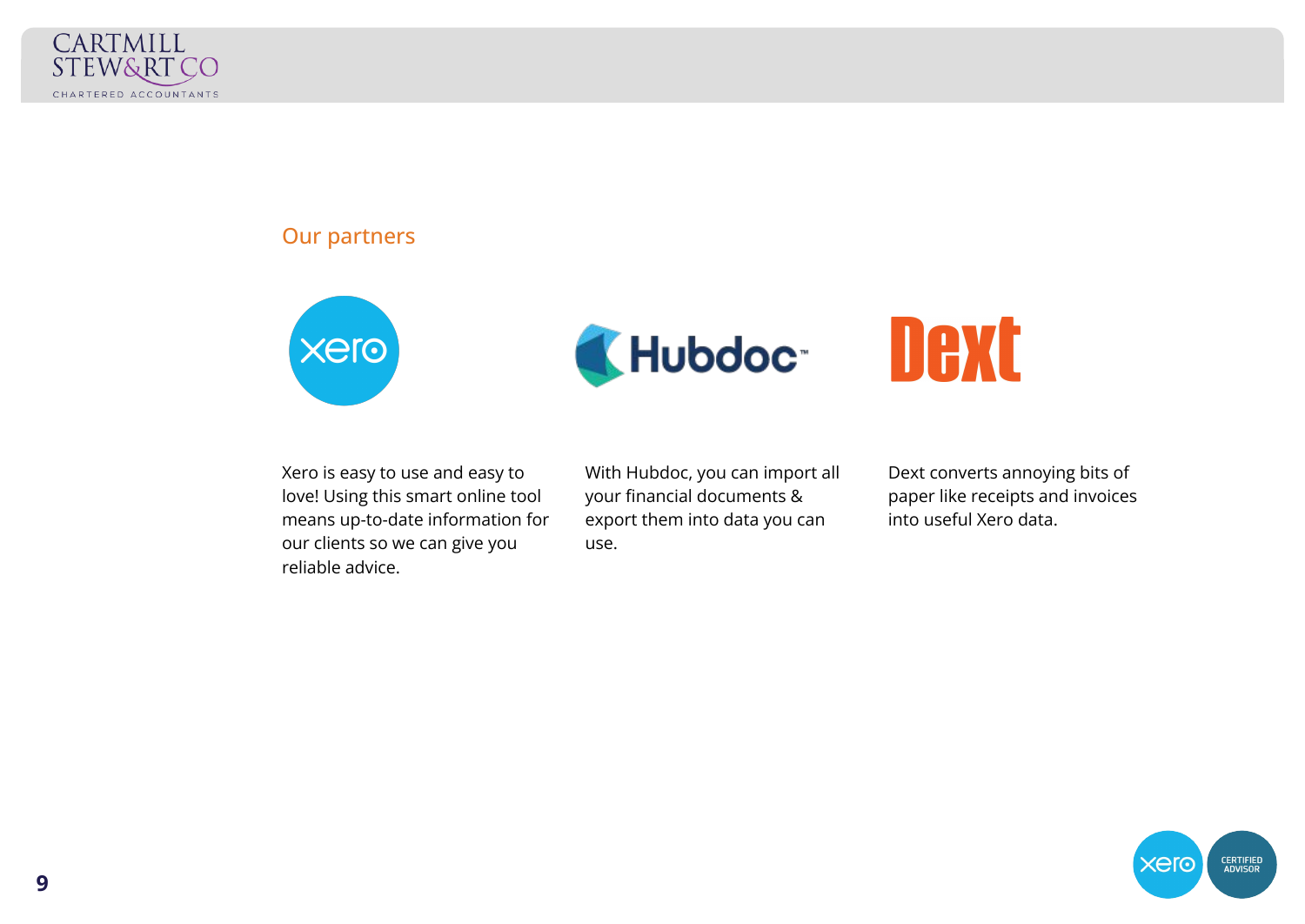## Our partners

Xero is easy to use and easy to love! Using this smart online tool means up-to-date information for our clients so we can give you reliable advice.

With Hubdoc, you can import all your financial documents & export them into data you can use.

Dext converts annoying bits of paper like receipts and invoices into useful Xero data.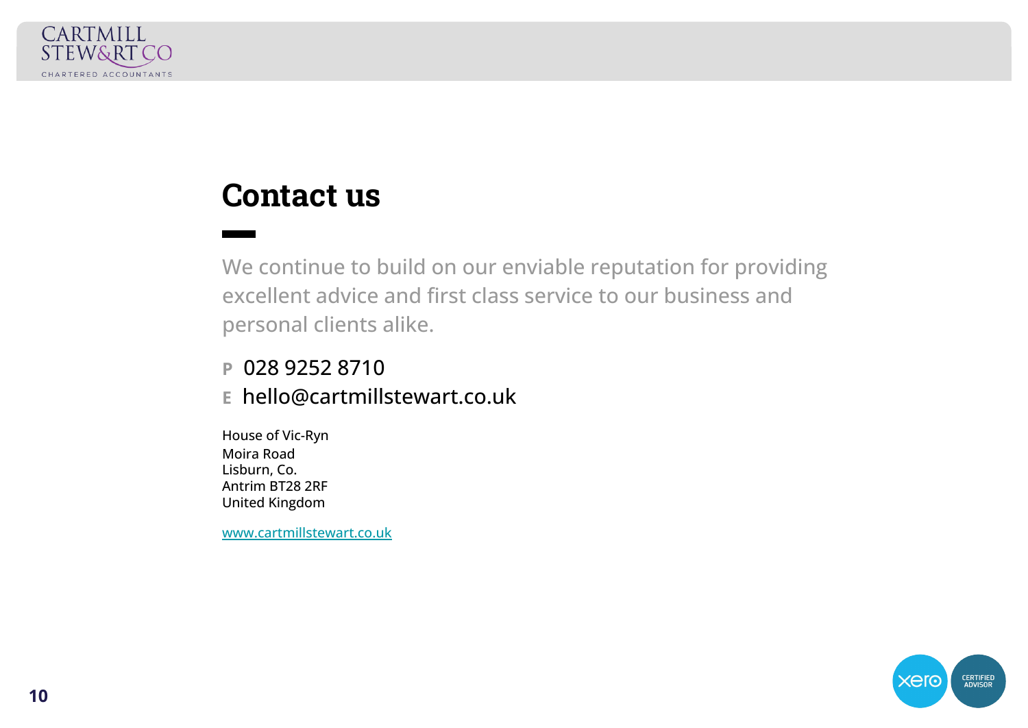## Contact us

We continue to build on our enviable reputation for providing excellent advice and first class service to our business and personal clients alike.

**P** 028 9252 8710

**E** hello@cartmillstewart.co.uk

House of Vic-Ryn
Moira Road
Lisburn, Co.
Antrim BT28 2RF
United Kingdom

www.cartmillstewart.co.uk